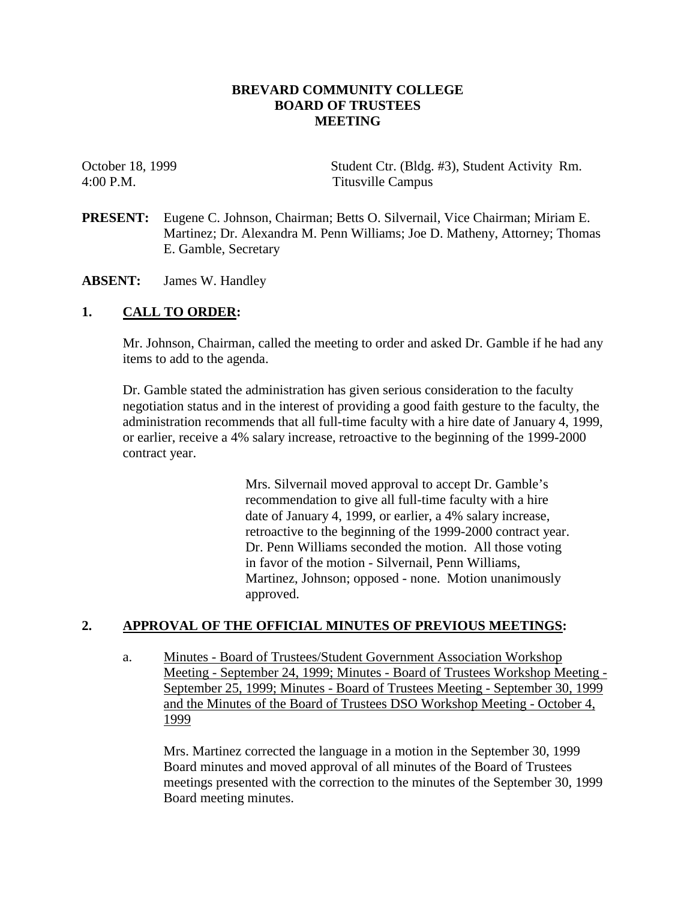# BREVARD COMMUNITY COLLEGE
# BOARD OF TRUSTEES
# MEETING

October 18, 1999
4:00 P.M.

Student Ctr. (Bldg. #3), Student Activity Rm.
Titusville Campus

**PRESENT:** Eugene C. Johnson, Chairman; Betts O. Silvernail, Vice Chairman; Miriam E. Martinez; Dr. Alexandra M. Penn Williams; Joe D. Matheny, Attorney; Thomas E. Gamble, Secretary

**ABSENT:** James W. Handley

## 1. CALL TO ORDER:

Mr. Johnson, Chairman, called the meeting to order and asked Dr. Gamble if he had any items to add to the agenda.

Dr. Gamble stated the administration has given serious consideration to the faculty negotiation status and in the interest of providing a good faith gesture to the faculty, the administration recommends that all full-time faculty with a hire date of January 4, 1999, or earlier, receive a 4% salary increase, retroactive to the beginning of the 1999-2000 contract year.

> Mrs. Silvernail moved approval to accept Dr. Gamble's recommendation to give all full-time faculty with a hire date of January 4, 1999, or earlier, a 4% salary increase, retroactive to the beginning of the 1999-2000 contract year. Dr. Penn Williams seconded the motion. All those voting in favor of the motion - Silvernail, Penn Williams, Martinez, Johnson; opposed - none. Motion unanimously approved.

## 2. APPROVAL OF THE OFFICIAL MINUTES OF PREVIOUS MEETINGS:

a. Minutes - Board of Trustees/Student Government Association Workshop Meeting - September 24, 1999; Minutes - Board of Trustees Workshop Meeting - September 25, 1999; Minutes - Board of Trustees Meeting - September 30, 1999 and the Minutes of the Board of Trustees DSO Workshop Meeting - October 4, 1999

Mrs. Martinez corrected the language in a motion in the September 30, 1999 Board minutes and moved approval of all minutes of the Board of Trustees meetings presented with the correction to the minutes of the September 30, 1999 Board meeting minutes.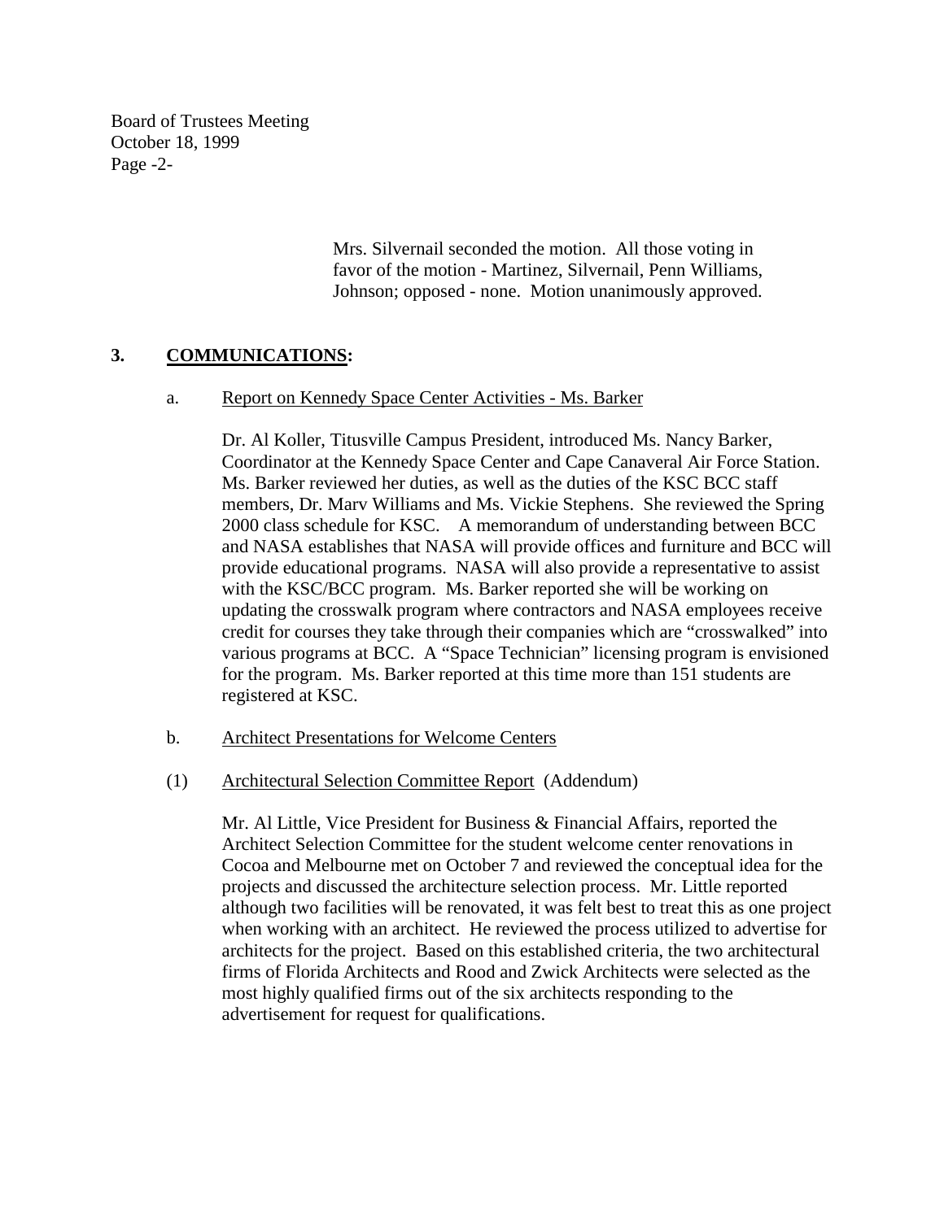Mrs. Silvernail seconded the motion. All those voting in favor of the motion - Martinez, Silvernail, Penn Williams, Johnson; opposed - none. Motion unanimously approved.

## 3. COMMUNICATIONS:

a. Report on Kennedy Space Center Activities - Ms. Barker

Dr. Al Koller, Titusville Campus President, introduced Ms. Nancy Barker, Coordinator at the Kennedy Space Center and Cape Canaveral Air Force Station. Ms. Barker reviewed her duties, as well as the duties of the KSC BCC staff members, Dr. Marv Williams and Ms. Vickie Stephens. She reviewed the Spring 2000 class schedule for KSC. A memorandum of understanding between BCC and NASA establishes that NASA will provide offices and furniture and BCC will provide educational programs. NASA will also provide a representative to assist with the KSC/BCC program. Ms. Barker reported she will be working on updating the crosswalk program where contractors and NASA employees receive credit for courses they take through their companies which are "crosswalked" into various programs at BCC. A "Space Technician" licensing program is envisioned for the program. Ms. Barker reported at this time more than 151 students are registered at KSC.

b. Architect Presentations for Welcome Centers

(1) Architectural Selection Committee Report (Addendum)

Mr. Al Little, Vice President for Business & Financial Affairs, reported the Architect Selection Committee for the student welcome center renovations in Cocoa and Melbourne met on October 7 and reviewed the conceptual idea for the projects and discussed the architecture selection process. Mr. Little reported although two facilities will be renovated, it was felt best to treat this as one project when working with an architect. He reviewed the process utilized to advertise for architects for the project. Based on this established criteria, the two architectural firms of Florida Architects and Rood and Zwick Architects were selected as the most highly qualified firms out of the six architects responding to the advertisement for request for qualifications.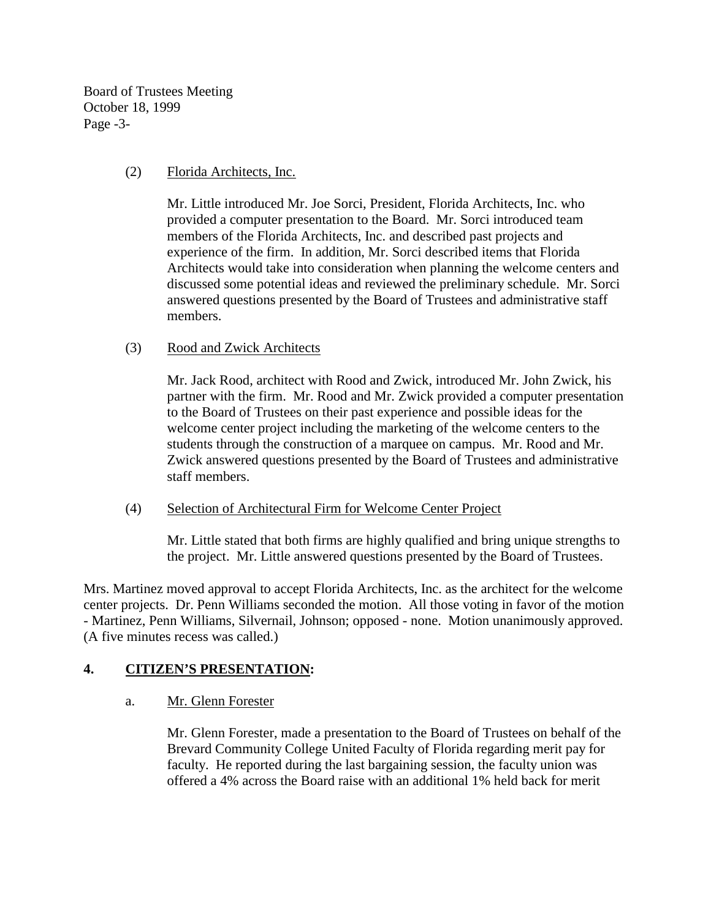(2) Florida Architects, Inc.

Mr. Little introduced Mr. Joe Sorci, President, Florida Architects, Inc. who provided a computer presentation to the Board. Mr. Sorci introduced team members of the Florida Architects, Inc. and described past projects and experience of the firm. In addition, Mr. Sorci described items that Florida Architects would take into consideration when planning the welcome centers and discussed some potential ideas and reviewed the preliminary schedule. Mr. Sorci answered questions presented by the Board of Trustees and administrative staff members.

(3) Rood and Zwick Architects

Mr. Jack Rood, architect with Rood and Zwick, introduced Mr. John Zwick, his partner with the firm. Mr. Rood and Mr. Zwick provided a computer presentation to the Board of Trustees on their past experience and possible ideas for the welcome center project including the marketing of the welcome centers to the students through the construction of a marquee on campus. Mr. Rood and Mr. Zwick answered questions presented by the Board of Trustees and administrative staff members.

(4) Selection of Architectural Firm for Welcome Center Project

Mr. Little stated that both firms are highly qualified and bring unique strengths to the project. Mr. Little answered questions presented by the Board of Trustees.

Mrs. Martinez moved approval to accept Florida Architects, Inc. as the architect for the welcome center projects. Dr. Penn Williams seconded the motion. All those voting in favor of the motion - Martinez, Penn Williams, Silvernail, Johnson; opposed - none. Motion unanimously approved. (A five minutes recess was called.)

## 4. CITIZEN'S PRESENTATION:

a. Mr. Glenn Forester

Mr. Glenn Forester, made a presentation to the Board of Trustees on behalf of the Brevard Community College United Faculty of Florida regarding merit pay for faculty. He reported during the last bargaining session, the faculty union was offered a 4% across the Board raise with an additional 1% held back for merit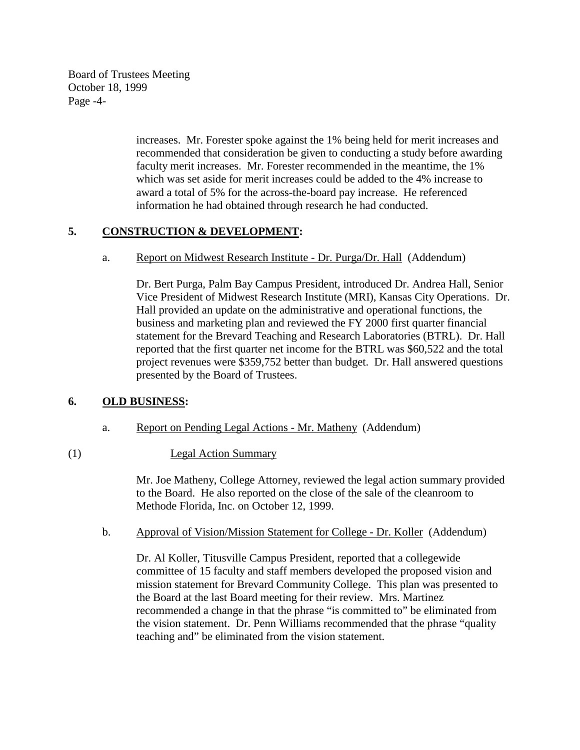increases. Mr. Forester spoke against the 1% being held for merit increases and recommended that consideration be given to conducting a study before awarding faculty merit increases. Mr. Forester recommended in the meantime, the 1% which was set aside for merit increases could be added to the 4% increase to award a total of 5% for the across-the-board pay increase. He referenced information he had obtained through research he had conducted.

## 5. CONSTRUCTION & DEVELOPMENT:

a. Report on Midwest Research Institute - Dr. Purga/Dr. Hall (Addendum)

Dr. Bert Purga, Palm Bay Campus President, introduced Dr. Andrea Hall, Senior Vice President of Midwest Research Institute (MRI), Kansas City Operations. Dr. Hall provided an update on the administrative and operational functions, the business and marketing plan and reviewed the FY 2000 first quarter financial statement for the Brevard Teaching and Research Laboratories (BTRL). Dr. Hall reported that the first quarter net income for the BTRL was $60,522 and the total project revenues were $359,752 better than budget. Dr. Hall answered questions presented by the Board of Trustees.

## 6. OLD BUSINESS:

a. Report on Pending Legal Actions - Mr. Matheny (Addendum)

(1) Legal Action Summary

Mr. Joe Matheny, College Attorney, reviewed the legal action summary provided to the Board. He also reported on the close of the sale of the cleanroom to Methode Florida, Inc. on October 12, 1999.

b. Approval of Vision/Mission Statement for College - Dr. Koller (Addendum)

Dr. Al Koller, Titusville Campus President, reported that a collegewide committee of 15 faculty and staff members developed the proposed vision and mission statement for Brevard Community College. This plan was presented to the Board at the last Board meeting for their review. Mrs. Martinez recommended a change in that the phrase "is committed to" be eliminated from the vision statement. Dr. Penn Williams recommended that the phrase "quality teaching and" be eliminated from the vision statement.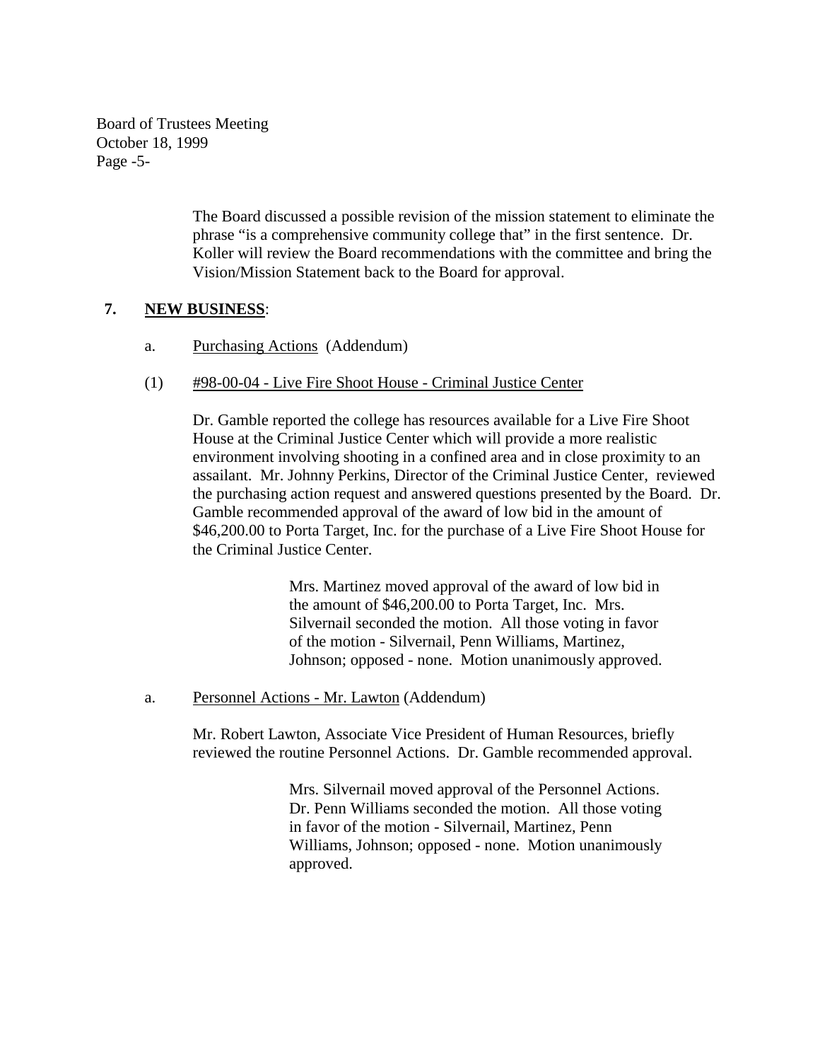The Board discussed a possible revision of the mission statement to eliminate the phrase "is a comprehensive community college that" in the first sentence. Dr. Koller will review the Board recommendations with the committee and bring the Vision/Mission Statement back to the Board for approval.

## 7. NEW BUSINESS:

a. Purchasing Actions (Addendum)

(1) #98-00-04 - Live Fire Shoot House - Criminal Justice Center

Dr. Gamble reported the college has resources available for a Live Fire Shoot House at the Criminal Justice Center which will provide a more realistic environment involving shooting in a confined area and in close proximity to an assailant. Mr. Johnny Perkins, Director of the Criminal Justice Center, reviewed the purchasing action request and answered questions presented by the Board. Dr. Gamble recommended approval of the award of low bid in the amount of $46,200.00 to Porta Target, Inc. for the purchase of a Live Fire Shoot House for the Criminal Justice Center.

> Mrs. Martinez moved approval of the award of low bid in the amount of $46,200.00 to Porta Target, Inc. Mrs. Silvernail seconded the motion. All those voting in favor of the motion - Silvernail, Penn Williams, Martinez, Johnson; opposed - none. Motion unanimously approved.

a. Personnel Actions - Mr. Lawton (Addendum)

Mr. Robert Lawton, Associate Vice President of Human Resources, briefly reviewed the routine Personnel Actions. Dr. Gamble recommended approval.

> Mrs. Silvernail moved approval of the Personnel Actions. Dr. Penn Williams seconded the motion. All those voting in favor of the motion - Silvernail, Martinez, Penn Williams, Johnson; opposed - none. Motion unanimously approved.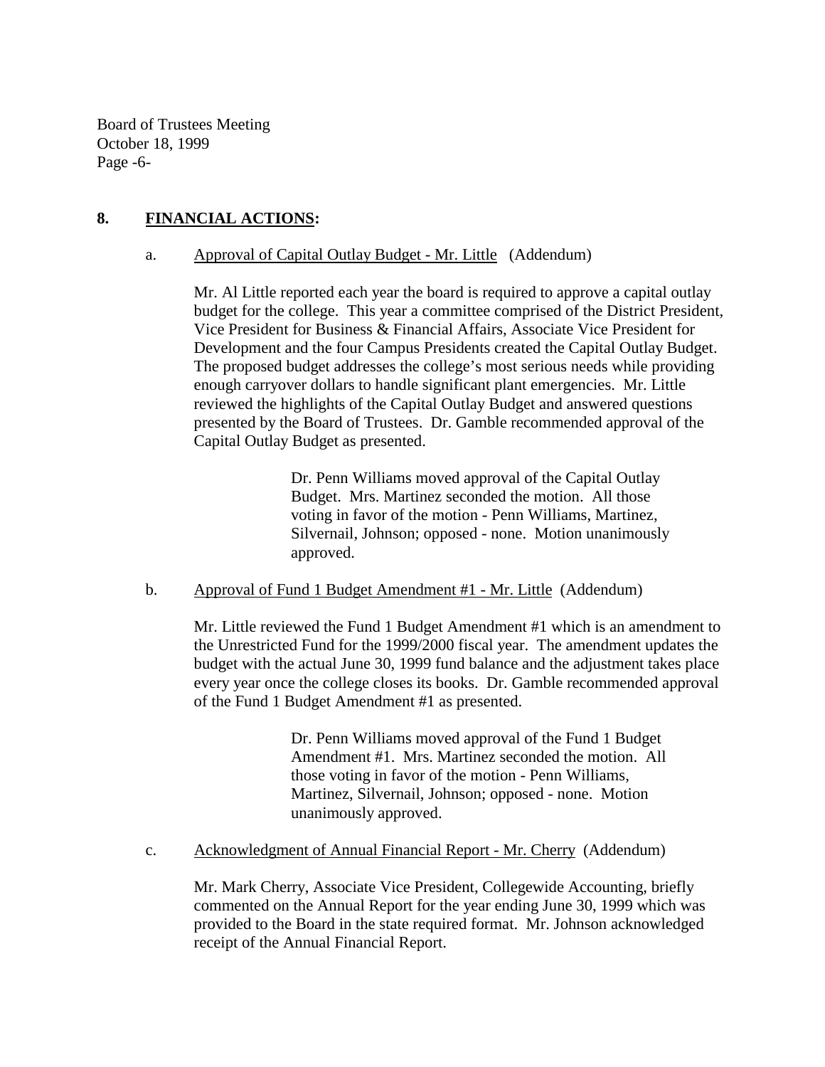## 8. **FINANCIAL ACTIONS:**

a. Approval of Capital Outlay Budget - Mr. Little (Addendum)

Mr. Al Little reported each year the board is required to approve a capital outlay budget for the college. This year a committee comprised of the District President, Vice President for Business & Financial Affairs, Associate Vice President for Development and the four Campus Presidents created the Capital Outlay Budget. The proposed budget addresses the college's most serious needs while providing enough carryover dollars to handle significant plant emergencies. Mr. Little reviewed the highlights of the Capital Outlay Budget and answered questions presented by the Board of Trustees. Dr. Gamble recommended approval of the Capital Outlay Budget as presented.

> Dr. Penn Williams moved approval of the Capital Outlay Budget. Mrs. Martinez seconded the motion. All those voting in favor of the motion - Penn Williams, Martinez, Silvernail, Johnson; opposed - none. Motion unanimously approved.

b. Approval of Fund 1 Budget Amendment #1 - Mr. Little (Addendum)

Mr. Little reviewed the Fund 1 Budget Amendment #1 which is an amendment to the Unrestricted Fund for the 1999/2000 fiscal year. The amendment updates the budget with the actual June 30, 1999 fund balance and the adjustment takes place every year once the college closes its books. Dr. Gamble recommended approval of the Fund 1 Budget Amendment #1 as presented.

> Dr. Penn Williams moved approval of the Fund 1 Budget Amendment #1. Mrs. Martinez seconded the motion. All those voting in favor of the motion - Penn Williams, Martinez, Silvernail, Johnson; opposed - none. Motion unanimously approved.

c. Acknowledgment of Annual Financial Report - Mr. Cherry (Addendum)

Mr. Mark Cherry, Associate Vice President, Collegewide Accounting, briefly commented on the Annual Report for the year ending June 30, 1999 which was provided to the Board in the state required format. Mr. Johnson acknowledged receipt of the Annual Financial Report.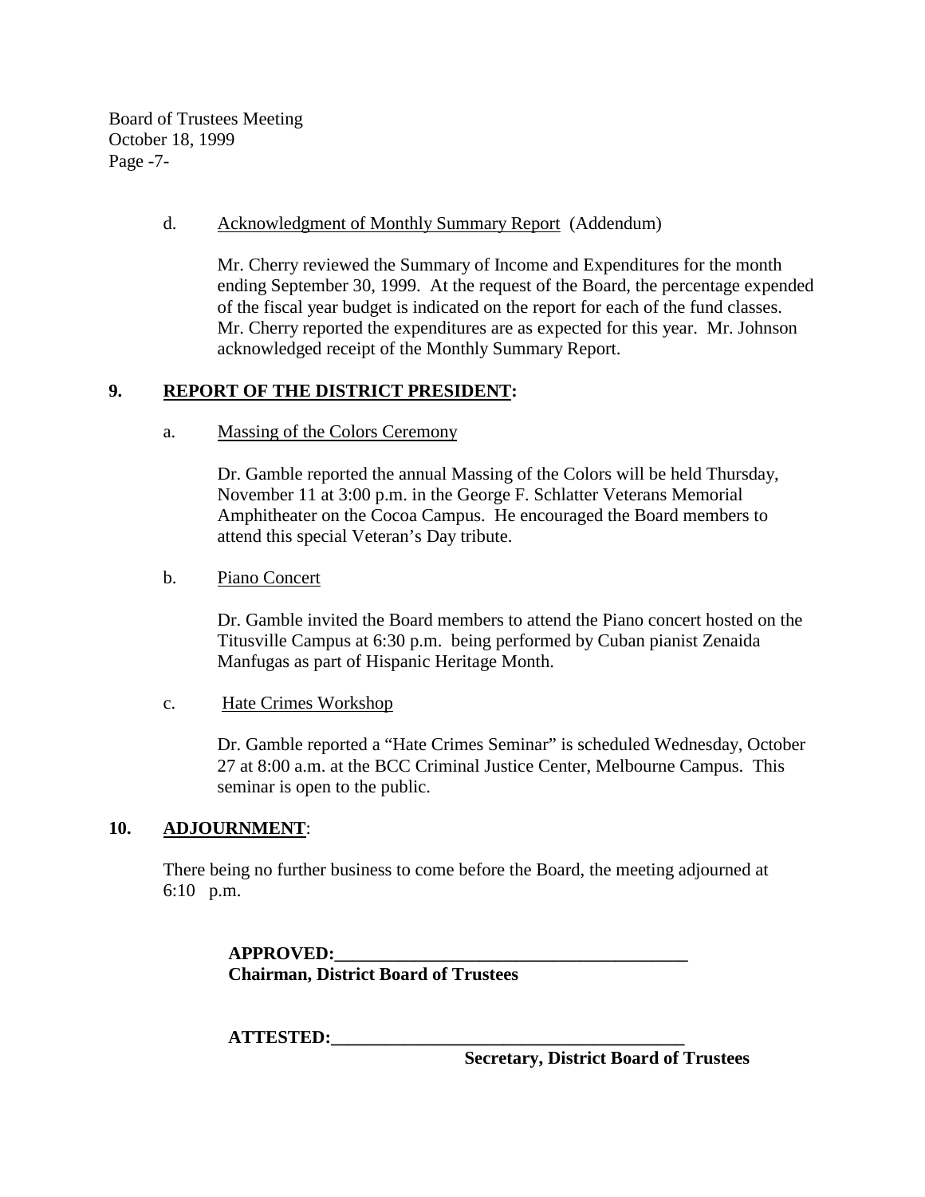d. Acknowledgment of Monthly Summary Report (Addendum)

Mr. Cherry reviewed the Summary of Income and Expenditures for the month ending September 30, 1999. At the request of the Board, the percentage expended of the fiscal year budget is indicated on the report for each of the fund classes. Mr. Cherry reported the expenditures are as expected for this year. Mr. Johnson acknowledged receipt of the Monthly Summary Report.

## 9. REPORT OF THE DISTRICT PRESIDENT:

a. Massing of the Colors Ceremony

Dr. Gamble reported the annual Massing of the Colors will be held Thursday, November 11 at 3:00 p.m. in the George F. Schlatter Veterans Memorial Amphitheater on the Cocoa Campus. He encouraged the Board members to attend this special Veteran's Day tribute.

b. Piano Concert

Dr. Gamble invited the Board members to attend the Piano concert hosted on the Titusville Campus at 6:30 p.m. being performed by Cuban pianist Zenaida Manfugas as part of Hispanic Heritage Month.

c. Hate Crimes Workshop

Dr. Gamble reported a "Hate Crimes Seminar" is scheduled Wednesday, October 27 at 8:00 a.m. at the BCC Criminal Justice Center, Melbourne Campus. This seminar is open to the public.

## 10. ADJOURNMENT:

There being no further business to come before the Board, the meeting adjourned at 6:10 p.m.

**APPROVED:\_\_\_\_\_\_\_\_\_\_\_\_\_\_\_\_\_\_\_\_\_\_\_\_\_\_\_\_\_\_\_\_\_\_\_\_\_\_\_\_**
**Chairman, District Board of Trustees**

**ATTESTED:\_\_\_\_\_\_\_\_\_\_\_\_\_\_\_\_\_\_\_\_\_\_\_\_\_\_\_\_\_\_\_\_\_\_\_\_\_\_\_\_**
**Secretary, District Board of Trustees**